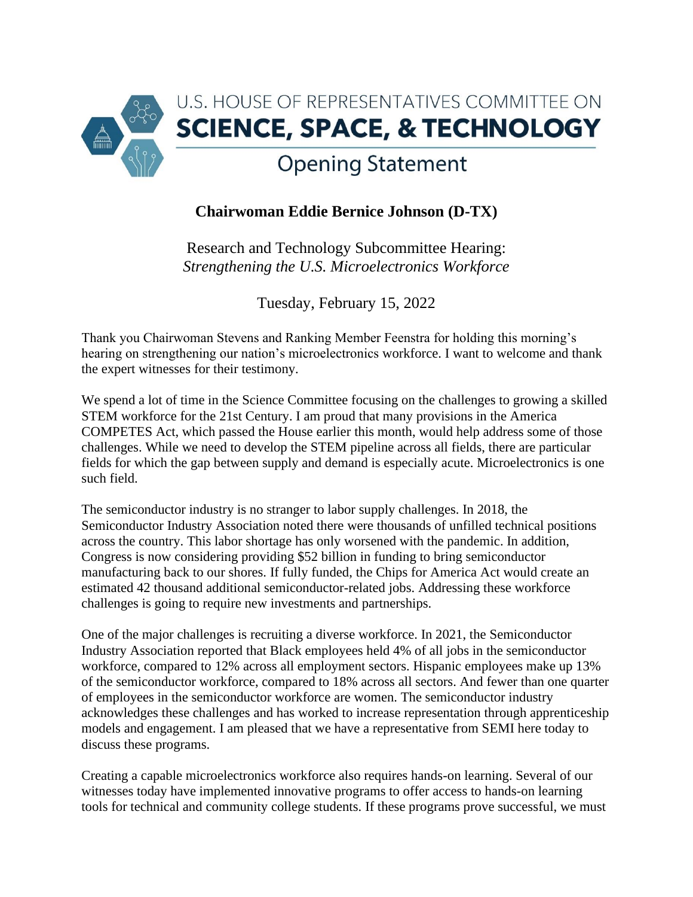U.S. HOUSE OF REPRESENTATIVES COMMITTEE ON

# SCIENCE, SPACE, & TECHNOLOGY

## Opening Statement

**Chairwoman Eddie Bernice Johnson (D-TX)**

Research and Technology Subcommittee Hearing:
*Strengthening the U.S. Microelectronics Workforce*

Tuesday, February 15, 2022

Thank you Chairwoman Stevens and Ranking Member Feenstra for holding this morning's hearing on strengthening our nation's microelectronics workforce. I want to welcome and thank the expert witnesses for their testimony.

We spend a lot of time in the Science Committee focusing on the challenges to growing a skilled STEM workforce for the 21st Century. I am proud that many provisions in the America COMPETES Act, which passed the House earlier this month, would help address some of those challenges. While we need to develop the STEM pipeline across all fields, there are particular fields for which the gap between supply and demand is especially acute. Microelectronics is one such field.

The semiconductor industry is no stranger to labor supply challenges. In 2018, the Semiconductor Industry Association noted there were thousands of unfilled technical positions across the country. This labor shortage has only worsened with the pandemic. In addition, Congress is now considering providing $52 billion in funding to bring semiconductor manufacturing back to our shores. If fully funded, the Chips for America Act would create an estimated 42 thousand additional semiconductor-related jobs. Addressing these workforce challenges is going to require new investments and partnerships.

One of the major challenges is recruiting a diverse workforce. In 2021, the Semiconductor Industry Association reported that Black employees held 4% of all jobs in the semiconductor workforce, compared to 12% across all employment sectors. Hispanic employees make up 13% of the semiconductor workforce, compared to 18% across all sectors. And fewer than one quarter of employees in the semiconductor workforce are women. The semiconductor industry acknowledges these challenges and has worked to increase representation through apprenticeship models and engagement. I am pleased that we have a representative from SEMI here today to discuss these programs.

Creating a capable microelectronics workforce also requires hands-on learning. Several of our witnesses today have implemented innovative programs to offer access to hands-on learning tools for technical and community college students. If these programs prove successful, we must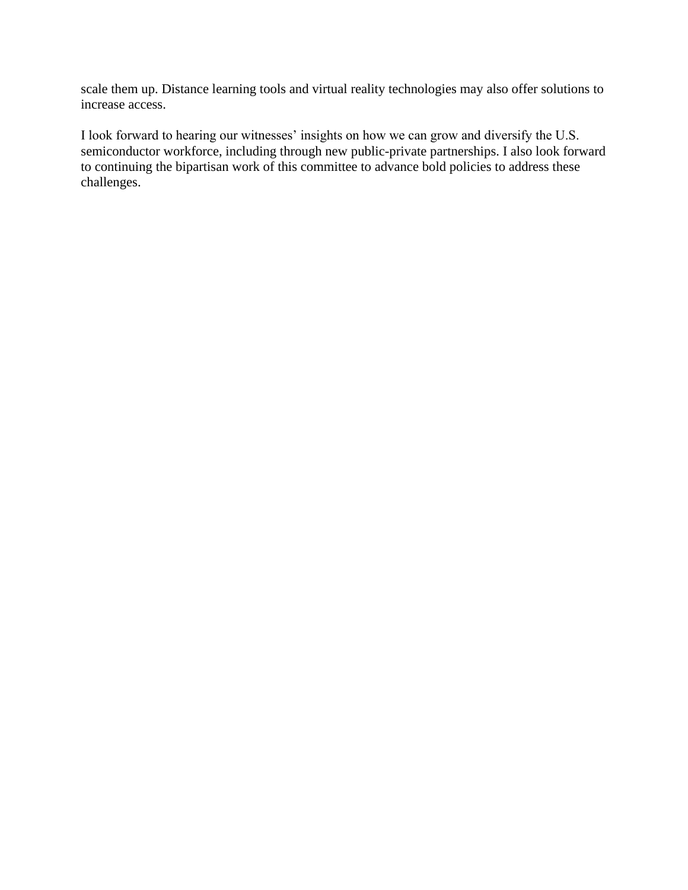scale them up. Distance learning tools and virtual reality technologies may also offer solutions to increase access.

I look forward to hearing our witnesses' insights on how we can grow and diversify the U.S. semiconductor workforce, including through new public-private partnerships. I also look forward to continuing the bipartisan work of this committee to advance bold policies to address these challenges.